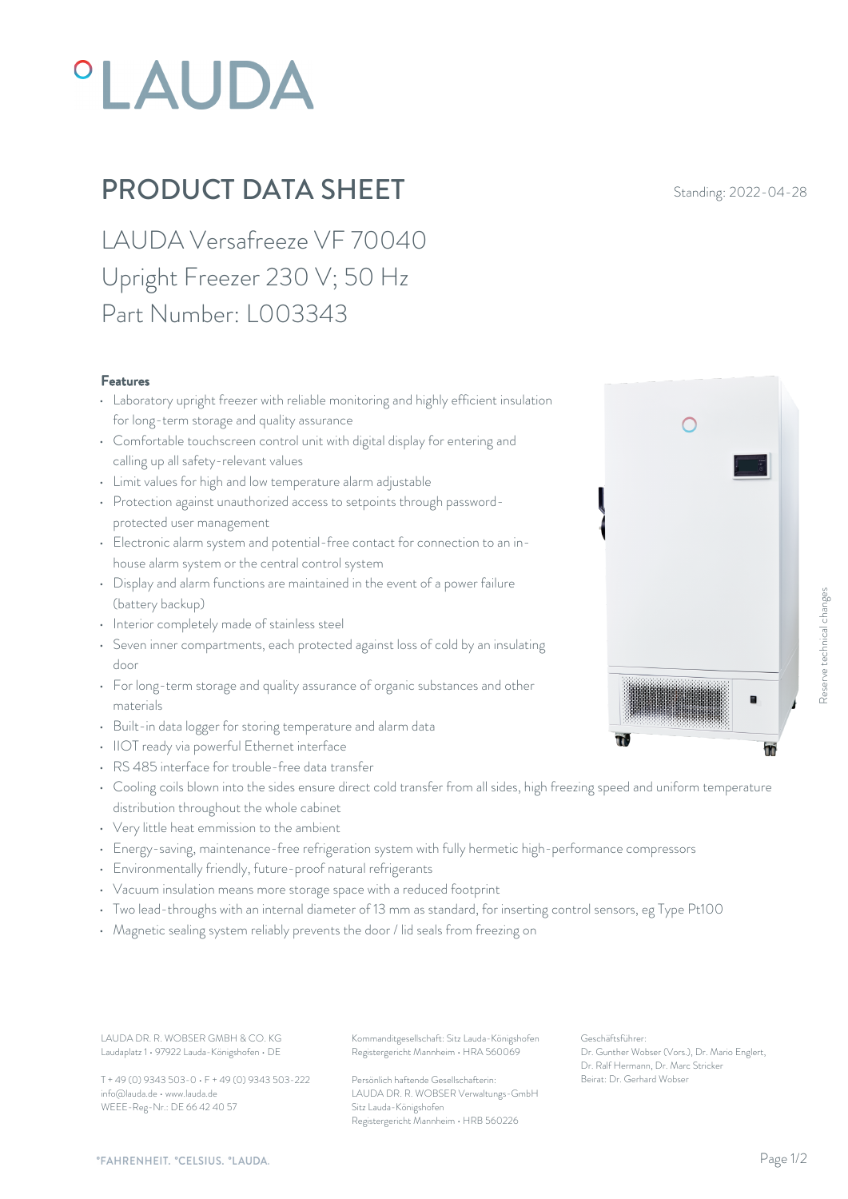# PRODUCT DATA SHEET

Standing: 2022-04-28

## LAUDA Versafreeze VF 70040
## Upright Freezer 230 V; 50 Hz
## Part Number: L003343

### Features

- Laboratory upright freezer with reliable monitoring and highly efficient insulation for long-term storage and quality assurance
- Comfortable touchscreen control unit with digital display for entering and calling up all safety-relevant values
- Limit values for high and low temperature alarm adjustable
- Protection against unauthorized access to setpoints through password-protected user management
- Electronic alarm system and potential-free contact for connection to an in-house alarm system or the central control system
- Display and alarm functions are maintained in the event of a power failure (battery backup)
- Interior completely made of stainless steel
- Seven inner compartments, each protected against loss of cold by an insulating door
- For long-term storage and quality assurance of organic substances and other materials
- Built-in data logger for storing temperature and alarm data
- IIOT ready via powerful Ethernet interface
- RS 485 interface for trouble-free data transfer
- Cooling coils blown into the sides ensure direct cold transfer from all sides, high freezing speed and uniform temperature distribution throughout the whole cabinet
- Very little heat emmission to the ambient
- Energy-saving, maintenance-free refrigeration system with fully hermetic high-performance compressors
- Environmentally friendly, future-proof natural refrigerants
- Vacuum insulation means more storage space with a reduced footprint
- Two lead-throughs with an internal diameter of 13 mm as standard, for inserting control sensors, eg Type Pt100
- Magnetic sealing system reliably prevents the door / lid seals from freezing on

Reserve technical changes

LAUDA DR. R. WOBSER GMBH & CO. KG
Laudaplatz 1 • 97922 Lauda-Königshofen • DE

T + 49 (0) 9343 503-0 • F + 49 (0) 9343 503-222
info@lauda.de • www.lauda.de
WEEE-Reg-Nr.: DE 66 42 40 57

Kommanditgesellschaft: Sitz Lauda-Königshofen
Registergericht Mannheim • HRA 560069

Persönlich haftende Gesellschafterin:
LAUDA DR. R. WOBSER Verwaltungs-GmbH
Sitz Lauda-Königshofen
Registergericht Mannheim • HRB 560226

Geschäftsführer:
Dr. Gunther Wobser (Vors.), Dr. Mario Englert, Dr. Ralf Hermann, Dr. Marc Stricker
Beirat: Dr. Gerhard Wobser

°FAHRENHEIT. °CELSIUS. °LAUDA.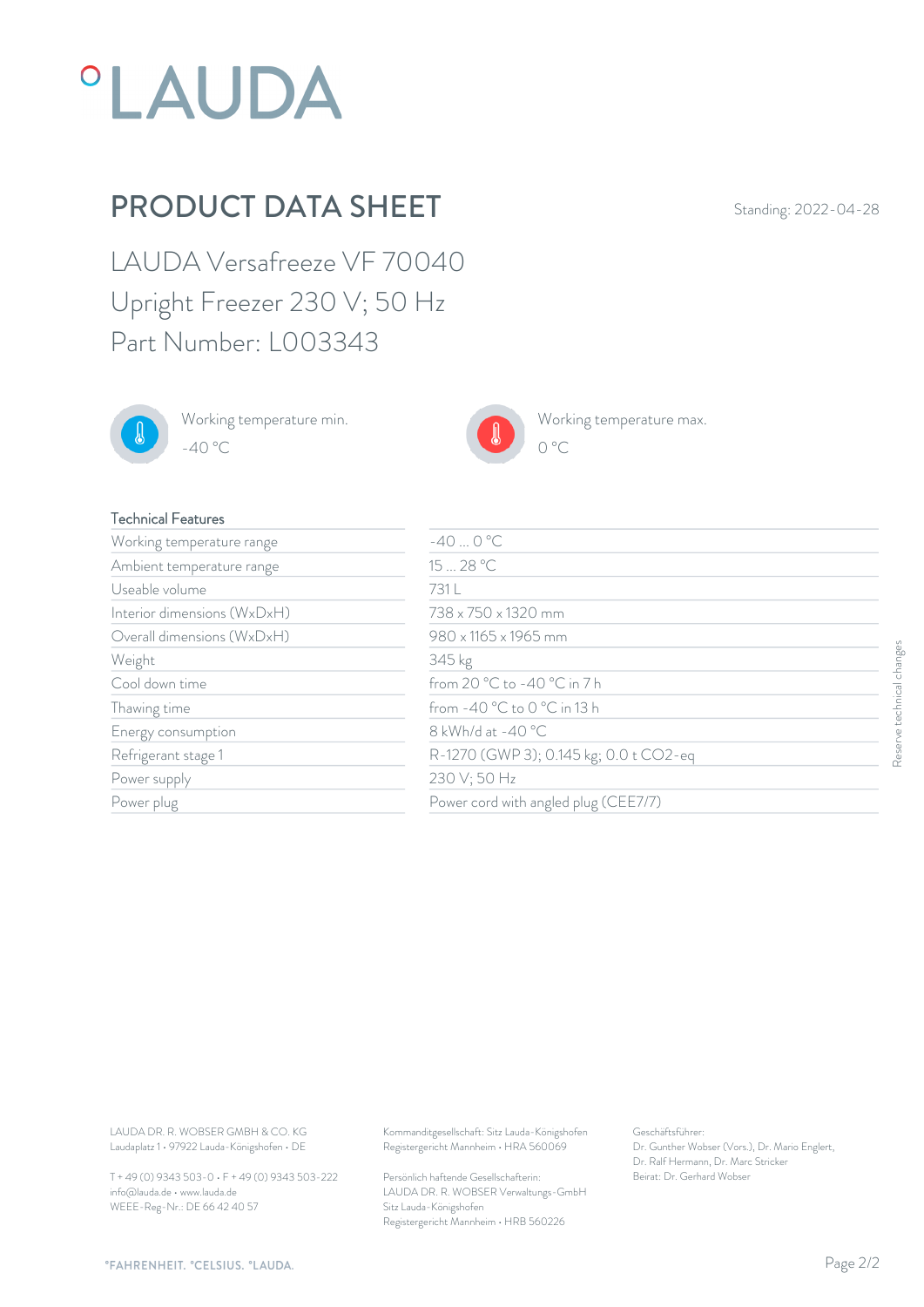# LAUDA

## PRODUCT DATA SHEET

Standing: 2022-04-28

LAUDA Versafreeze VF 70040
Upright Freezer 230 V; 50 Hz
Part Number: L003343

Working temperature min.
-40 °C

Working temperature max.
0 °C

| Technical Features | |
|---|---|
| Working temperature range | -40 ... 0 °C |
| Ambient temperature range | 15 ... 28 °C |
| Useable volume | 731 L |
| Interior dimensions (WxDxH) | 738 x 750 x 1320 mm |
| Overall dimensions (WxDxH) | 980 x 1165 x 1965 mm |
| Weight | 345 kg |
| Cool down time | from 20 °C to -40 °C in 7 h |
| Thawing time | from -40 °C to 0 °C in 13 h |
| Energy consumption | 8 kWh/d at -40 °C |
| Refrigerant stage 1 | R-1270 (GWP 3); 0.145 kg; 0.0 t $CO_2$-eq |
| Power supply | 230 V; 50 Hz |
| Power plug | Power cord with angled plug (CEE7/7) |

Reserve technical changes

LAUDA DR. R. WOBSER GMBH & CO. KG
Laudaplatz 1 • 97922 Lauda-Königshofen • DE

T + 49 (0) 9343 503-0 • F + 49 (0) 9343 503-222
info@lauda.de • www.lauda.de
WEEE-Reg-Nr.: DE 66 42 40 57

Kommanditgesellschaft: Sitz Lauda-Königshofen
Registergericht Mannheim • HRA 560069

Persönlich haftende Gesellschafterin:
LAUDA DR. R. WOBSER Verwaltungs-GmbH
Sitz Lauda-Königshofen
Registergericht Mannheim • HRB 560226

Geschäftsführer:
Dr. Gunther Wobser (Vors.), Dr. Mario Englert,
Dr. Ralf Hermann, Dr. Marc Stricker
Beirat: Dr. Gerhard Wobser

°FAHRENHEIT. °CELSIUS. °LAUDA.